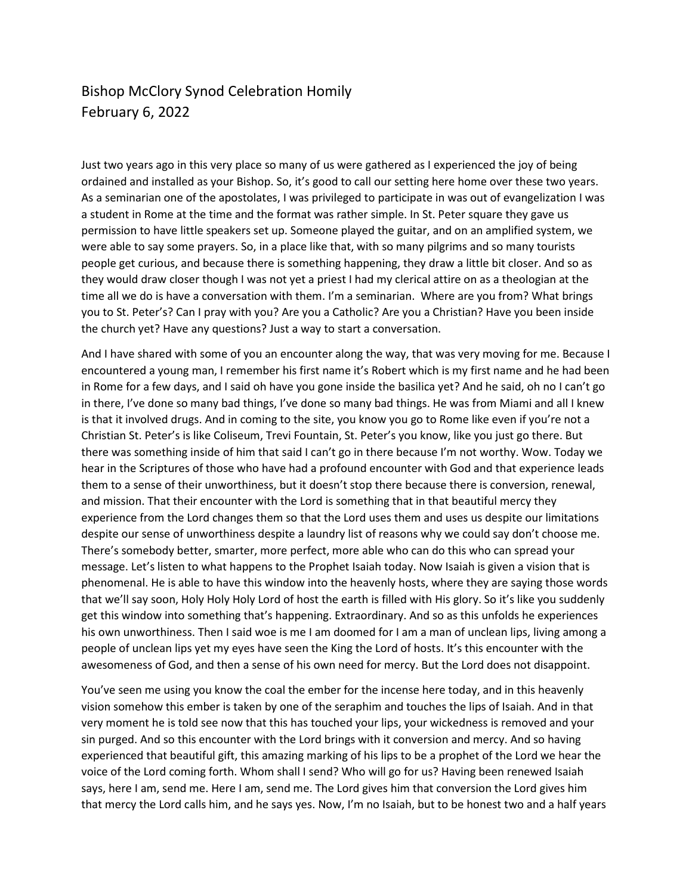# Bishop McClory Synod Celebration Homily
February 6, 2022

Just two years ago in this very place so many of us were gathered as I experienced the joy of being ordained and installed as your Bishop. So, it's good to call our setting here home over these two years. As a seminarian one of the apostolates, I was privileged to participate in was out of evangelization I was a student in Rome at the time and the format was rather simple. In St. Peter square they gave us permission to have little speakers set up. Someone played the guitar, and on an amplified system, we were able to say some prayers. So, in a place like that, with so many pilgrims and so many tourists people get curious, and because there is something happening, they draw a little bit closer. And so as they would draw closer though I was not yet a priest I had my clerical attire on as a theologian at the time all we do is have a conversation with them. I'm a seminarian. Where are you from? What brings you to St. Peter's? Can I pray with you? Are you a Catholic? Are you a Christian? Have you been inside the church yet? Have any questions? Just a way to start a conversation.

And I have shared with some of you an encounter along the way, that was very moving for me. Because I encountered a young man, I remember his first name it's Robert which is my first name and he had been in Rome for a few days, and I said oh have you gone inside the basilica yet? And he said, oh no I can't go in there, I've done so many bad things, I've done so many bad things. He was from Miami and all I knew is that it involved drugs. And in coming to the site, you know you go to Rome like even if you're not a Christian St. Peter's is like Coliseum, Trevi Fountain, St. Peter's you know, like you just go there. But there was something inside of him that said I can't go in there because I'm not worthy. Wow. Today we hear in the Scriptures of those who have had a profound encounter with God and that experience leads them to a sense of their unworthiness, but it doesn't stop there because there is conversion, renewal, and mission. That their encounter with the Lord is something that in that beautiful mercy they experience from the Lord changes them so that the Lord uses them and uses us despite our limitations despite our sense of unworthiness despite a laundry list of reasons why we could say don't choose me. There's somebody better, smarter, more perfect, more able who can do this who can spread your message. Let's listen to what happens to the Prophet Isaiah today. Now Isaiah is given a vision that is phenomenal. He is able to have this window into the heavenly hosts, where they are saying those words that we'll say soon, Holy Holy Holy Lord of host the earth is filled with His glory. So it's like you suddenly get this window into something that's happening. Extraordinary. And so as this unfolds he experiences his own unworthiness. Then I said woe is me I am doomed for I am a man of unclean lips, living among a people of unclean lips yet my eyes have seen the King the Lord of hosts. It's this encounter with the awesomeness of God, and then a sense of his own need for mercy. But the Lord does not disappoint.

You've seen me using you know the coal the ember for the incense here today, and in this heavenly vision somehow this ember is taken by one of the seraphim and touches the lips of Isaiah. And in that very moment he is told see now that this has touched your lips, your wickedness is removed and your sin purged. And so this encounter with the Lord brings with it conversion and mercy. And so having experienced that beautiful gift, this amazing marking of his lips to be a prophet of the Lord we hear the voice of the Lord coming forth. Whom shall I send? Who will go for us? Having been renewed Isaiah says, here I am, send me. Here I am, send me. The Lord gives him that conversion the Lord gives him that mercy the Lord calls him, and he says yes. Now, I'm no Isaiah, but to be honest two and a half years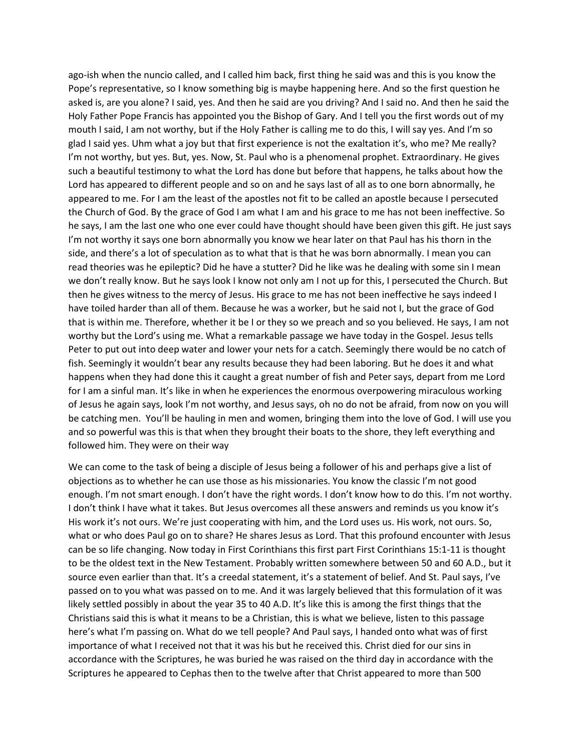ago-ish when the nuncio called, and I called him back, first thing he said was and this is you know the Pope's representative, so I know something big is maybe happening here. And so the first question he asked is, are you alone? I said, yes. And then he said are you driving? And I said no. And then he said the Holy Father Pope Francis has appointed you the Bishop of Gary. And I tell you the first words out of my mouth I said, I am not worthy, but if the Holy Father is calling me to do this, I will say yes. And I'm so glad I said yes. Uhm what a joy but that first experience is not the exaltation it's, who me? Me really? I'm not worthy, but yes. But, yes. Now, St. Paul who is a phenomenal prophet. Extraordinary. He gives such a beautiful testimony to what the Lord has done but before that happens, he talks about how the Lord has appeared to different people and so on and he says last of all as to one born abnormally, he appeared to me. For I am the least of the apostles not fit to be called an apostle because I persecuted the Church of God. By the grace of God I am what I am and his grace to me has not been ineffective. So he says, I am the last one who one ever could have thought should have been given this gift. He just says I'm not worthy it says one born abnormally you know we hear later on that Paul has his thorn in the side, and there's a lot of speculation as to what that is that he was born abnormally. I mean you can read theories was he epileptic? Did he have a stutter? Did he like was he dealing with some sin I mean we don't really know. But he says look I know not only am I not up for this, I persecuted the Church. But then he gives witness to the mercy of Jesus. His grace to me has not been ineffective he says indeed I have toiled harder than all of them. Because he was a worker, but he said not I, but the grace of God that is within me. Therefore, whether it be I or they so we preach and so you believed. He says, I am not worthy but the Lord's using me. What a remarkable passage we have today in the Gospel. Jesus tells Peter to put out into deep water and lower your nets for a catch. Seemingly there would be no catch of fish. Seemingly it wouldn't bear any results because they had been laboring. But he does it and what happens when they had done this it caught a great number of fish and Peter says, depart from me Lord for I am a sinful man. It's like in when he experiences the enormous overpowering miraculous working of Jesus he again says, look I'm not worthy, and Jesus says, oh no do not be afraid, from now on you will be catching men. You'll be hauling in men and women, bringing them into the love of God. I will use you and so powerful was this is that when they brought their boats to the shore, they left everything and followed him. They were on their way

We can come to the task of being a disciple of Jesus being a follower of his and perhaps give a list of objections as to whether he can use those as his missionaries. You know the classic I'm not good enough. I'm not smart enough. I don't have the right words. I don't know how to do this. I'm not worthy. I don't think I have what it takes. But Jesus overcomes all these answers and reminds us you know it's His work it's not ours. We're just cooperating with him, and the Lord uses us. His work, not ours. So, what or who does Paul go on to share? He shares Jesus as Lord. That this profound encounter with Jesus can be so life changing. Now today in First Corinthians this first part First Corinthians 15:1-11 is thought to be the oldest text in the New Testament. Probably written somewhere between 50 and 60 A.D., but it source even earlier than that. It's a creedal statement, it's a statement of belief. And St. Paul says, I've passed on to you what was passed on to me. And it was largely believed that this formulation of it was likely settled possibly in about the year 35 to 40 A.D. It's like this is among the first things that the Christians said this is what it means to be a Christian, this is what we believe, listen to this passage here's what I'm passing on. What do we tell people? And Paul says, I handed onto what was of first importance of what I received not that it was his but he received this. Christ died for our sins in accordance with the Scriptures, he was buried he was raised on the third day in accordance with the Scriptures he appeared to Cephas then to the twelve after that Christ appeared to more than 500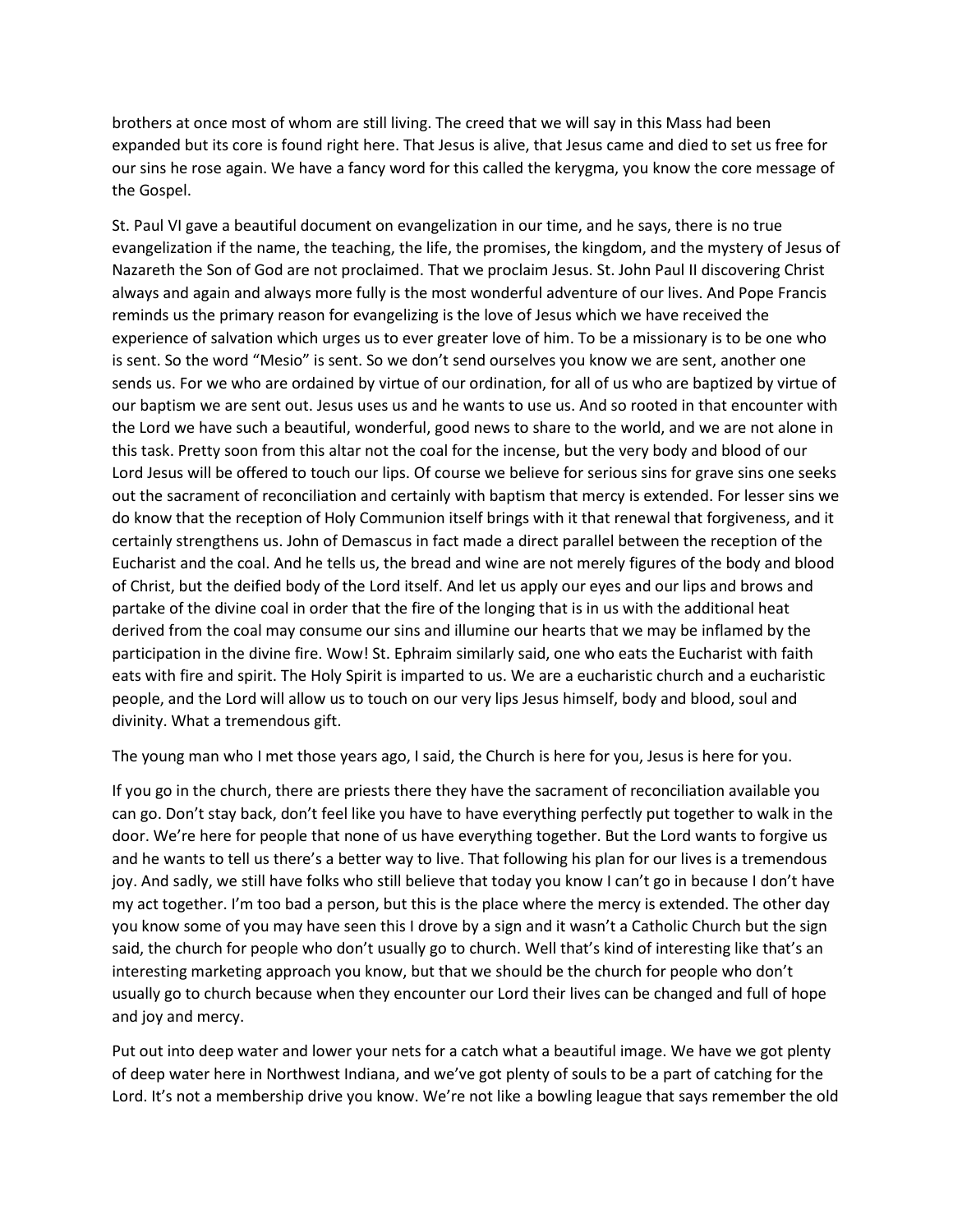brothers at once most of whom are still living. The creed that we will say in this Mass had been expanded but its core is found right here. That Jesus is alive, that Jesus came and died to set us free for our sins he rose again. We have a fancy word for this called the kerygma, you know the core message of the Gospel.

St. Paul VI gave a beautiful document on evangelization in our time, and he says, there is no true evangelization if the name, the teaching, the life, the promises, the kingdom, and the mystery of Jesus of Nazareth the Son of God are not proclaimed. That we proclaim Jesus. St. John Paul II discovering Christ always and again and always more fully is the most wonderful adventure of our lives. And Pope Francis reminds us the primary reason for evangelizing is the love of Jesus which we have received the experience of salvation which urges us to ever greater love of him. To be a missionary is to be one who is sent. So the word "Mesio" is sent. So we don't send ourselves you know we are sent, another one sends us. For we who are ordained by virtue of our ordination, for all of us who are baptized by virtue of our baptism we are sent out. Jesus uses us and he wants to use us. And so rooted in that encounter with the Lord we have such a beautiful, wonderful, good news to share to the world, and we are not alone in this task. Pretty soon from this altar not the coal for the incense, but the very body and blood of our Lord Jesus will be offered to touch our lips. Of course we believe for serious sins for grave sins one seeks out the sacrament of reconciliation and certainly with baptism that mercy is extended. For lesser sins we do know that the reception of Holy Communion itself brings with it that renewal that forgiveness, and it certainly strengthens us. John of Demascus in fact made a direct parallel between the reception of the Eucharist and the coal. And he tells us, the bread and wine are not merely figures of the body and blood of Christ, but the deified body of the Lord itself. And let us apply our eyes and our lips and brows and partake of the divine coal in order that the fire of the longing that is in us with the additional heat derived from the coal may consume our sins and illumine our hearts that we may be inflamed by the participation in the divine fire. Wow! St. Ephraim similarly said, one who eats the Eucharist with faith eats with fire and spirit. The Holy Spirit is imparted to us. We are a eucharistic church and a eucharistic people, and the Lord will allow us to touch on our very lips Jesus himself, body and blood, soul and divinity. What a tremendous gift.

The young man who I met those years ago, I said, the Church is here for you, Jesus is here for you.

If you go in the church, there are priests there they have the sacrament of reconciliation available you can go. Don't stay back, don't feel like you have to have everything perfectly put together to walk in the door. We're here for people that none of us have everything together. But the Lord wants to forgive us and he wants to tell us there's a better way to live. That following his plan for our lives is a tremendous joy. And sadly, we still have folks who still believe that today you know I can't go in because I don't have my act together. I'm too bad a person, but this is the place where the mercy is extended. The other day you know some of you may have seen this I drove by a sign and it wasn't a Catholic Church but the sign said, the church for people who don't usually go to church. Well that's kind of interesting like that's an interesting marketing approach you know, but that we should be the church for people who don't usually go to church because when they encounter our Lord their lives can be changed and full of hope and joy and mercy.

Put out into deep water and lower your nets for a catch what a beautiful image. We have we got plenty of deep water here in Northwest Indiana, and we've got plenty of souls to be a part of catching for the Lord. It's not a membership drive you know. We're not like a bowling league that says remember the old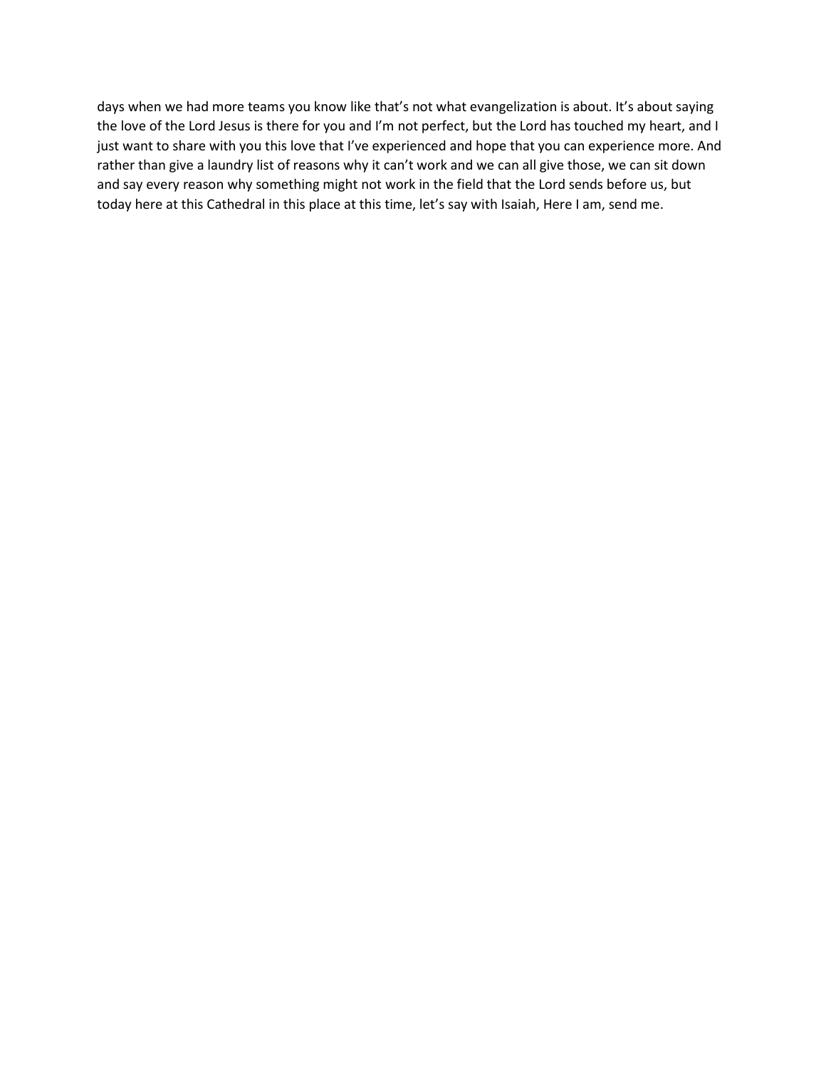days when we had more teams you know like that's not what evangelization is about. It's about saying the love of the Lord Jesus is there for you and I'm not perfect, but the Lord has touched my heart, and I just want to share with you this love that I've experienced and hope that you can experience more. And rather than give a laundry list of reasons why it can't work and we can all give those, we can sit down and say every reason why something might not work in the field that the Lord sends before us, but today here at this Cathedral in this place at this time, let's say with Isaiah, Here I am, send me.